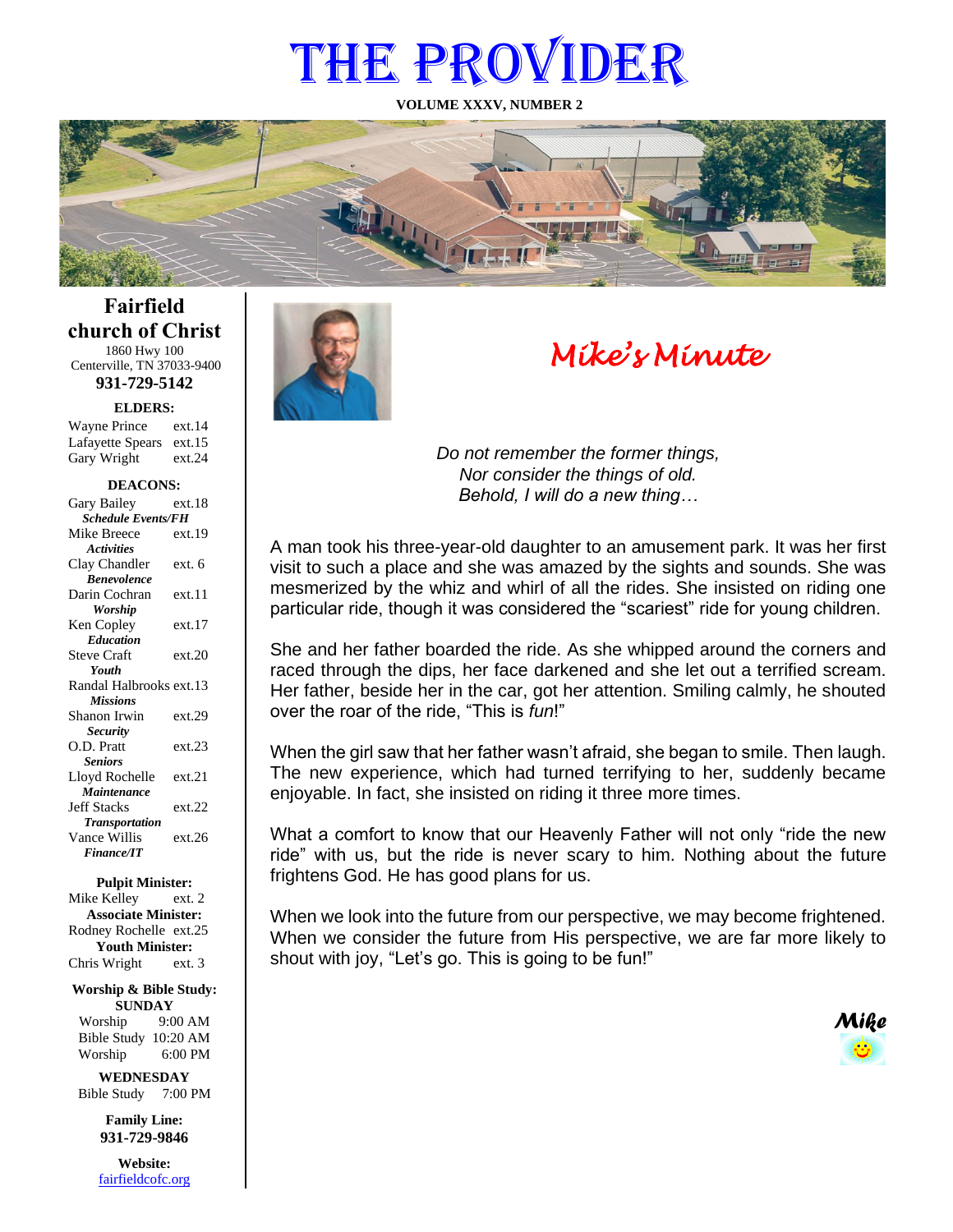# THE PROVIDER

**VOLUME XXXV, NUMBER 2**

## Fairfield church of Christ

1860 Hwy 100
Centerville, TN 37033-9400
**931-729-5142**

**ELDERS:**

Wayne Prince ext.14
Lafayette Spears ext.15
Gary Wright ext.24

**DEACONS:**

Gary Bailey ext.18
***Schedule Events/FH***
Mike Breece ext.19
***Activities***
Clay Chandler ext. 6
***Benevolence***
Darin Cochran ext.11
***Worship***
Ken Copley ext.17
***Education***
Steve Craft ext.20
***Youth***
Randal Halbrooks ext.13
***Missions***
Shanon Irwin ext.29
***Security***
O.D. Pratt ext.23
***Seniors***
Lloyd Rochelle ext.21
***Maintenance***
Jeff Stacks ext.22
***Transportation***
Vance Willis ext.26
***Finance/IT***

**Pulpit Minister:**
Mike Kelley ext. 2
**Associate Minister:**
Rodney Rochelle ext.25
**Youth Minister:**
Chris Wright ext. 3

**Worship & Bible Study:**
**SUNDAY**
Worship 9:00 AM
Bible Study 10:20 AM
Worship 6:00 PM

**WEDNESDAY**
Bible Study 7:00 PM

**Family Line:**
**931-729-9846**

**Website:**
fairfieldcofc.org

## *Mike's Minute*

*Do not remember the former things,*
*Nor consider the things of old.*
*Behold, I will do a new thing…*

A man took his three-year-old daughter to an amusement park. It was her first visit to such a place and she was amazed by the sights and sounds. She was mesmerized by the whiz and whirl of all the rides. She insisted on riding one particular ride, though it was considered the "scariest" ride for young children.

She and her father boarded the ride. As she whipped around the corners and raced through the dips, her face darkened and she let out a terrified scream. Her father, beside her in the car, got her attention. Smiling calmly, he shouted over the roar of the ride, "This is *fun*!"

When the girl saw that her father wasn't afraid, she began to smile. Then laugh. The new experience, which had turned terrifying to her, suddenly became enjoyable. In fact, she insisted on riding it three more times.

What a comfort to know that our Heavenly Father will not only "ride the new ride" with us, but the ride is never scary to him. Nothing about the future frightens God. He has good plans for us.

When we look into the future from our perspective, we may become frightened. When we consider the future from His perspective, we are far more likely to shout with joy, "Let's go. This is going to be fun!"

***Mike***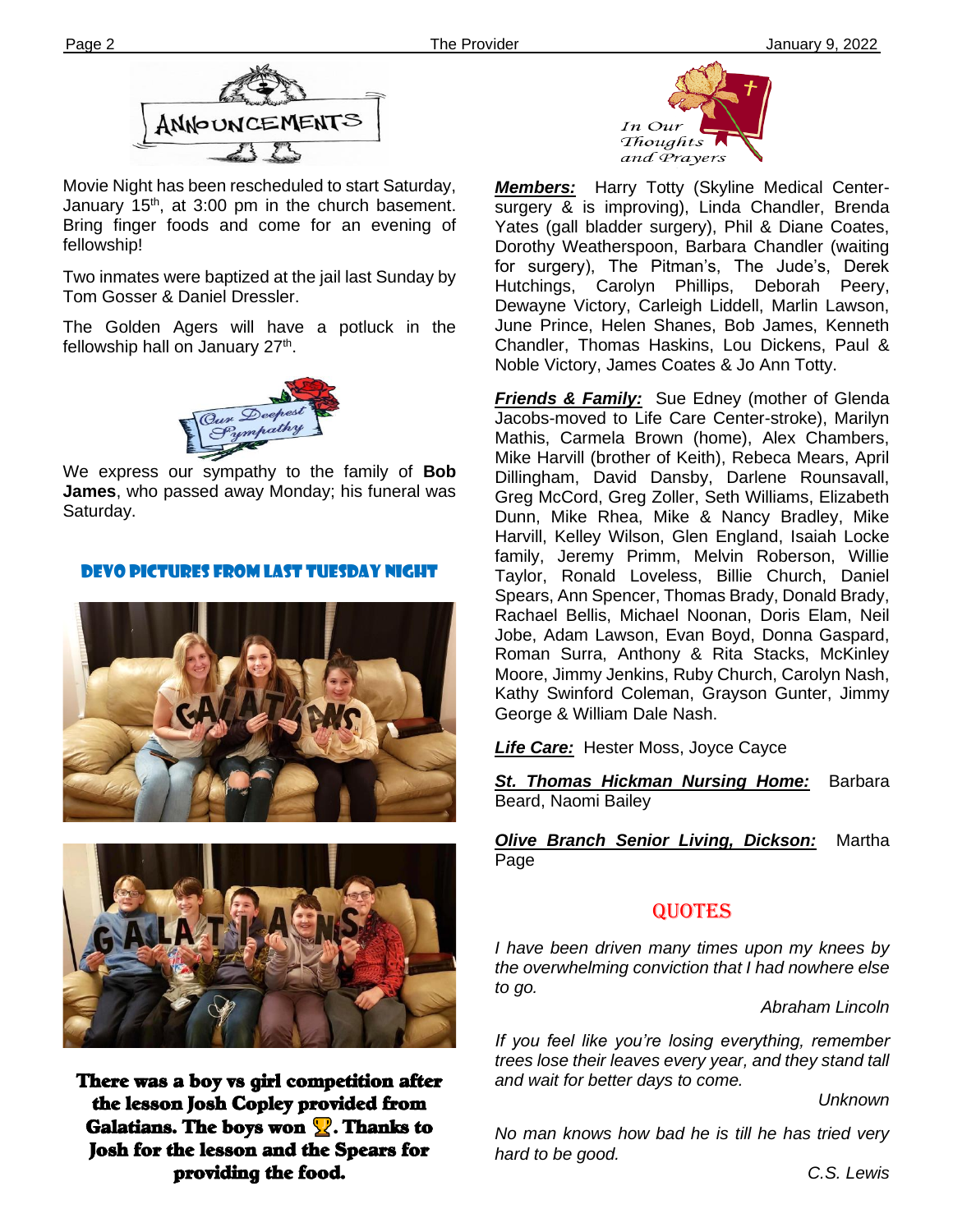# ANNOUNCEMENTS

Movie Night has been rescheduled to start Saturday, January 15th, at 3:00 pm in the church basement. Bring finger foods and come for an evening of fellowship!

Two inmates were baptized at the jail last Sunday by Tom Gosser & Daniel Dressler.

The Golden Agers will have a potluck in the fellowship hall on January 27th.

## Our Deepest Sympathy

We express our sympathy to the family of **Bob James**, who passed away Monday; his funeral was Saturday.

## DEVO PICTURES FROM LAST TUESDAY NIGHT

**There was a boy vs girl competition after the lesson Josh Copley provided from Galatians. The boys won 🏆. Thanks to Josh for the lesson and the Spears for providing the food.**

## In Our Thoughts and Prayers

***Members:*** Harry Totty (Skyline Medical Center-surgery & is improving), Linda Chandler, Brenda Yates (gall bladder surgery), Phil & Diane Coates, Dorothy Weatherspoon, Barbara Chandler (waiting for surgery), The Pitman's, The Jude's, Derek Hutchings, Carolyn Phillips, Deborah Peery, Dewayne Victory, Carleigh Liddell, Marlin Lawson, June Prince, Helen Shanes, Bob James, Kenneth Chandler, Thomas Haskins, Lou Dickens, Paul & Noble Victory, James Coates & Jo Ann Totty.

***Friends & Family:*** Sue Edney (mother of Glenda Jacobs-moved to Life Care Center-stroke), Marilyn Mathis, Carmela Brown (home), Alex Chambers, Mike Harvill (brother of Keith), Rebeca Mears, April Dillingham, David Dansby, Darlene Rounsavall, Greg McCord, Greg Zoller, Seth Williams, Elizabeth Dunn, Mike Rhea, Mike & Nancy Bradley, Mike Harvill, Kelley Wilson, Glen England, Isaiah Locke family, Jeremy Primm, Melvin Roberson, Willie Taylor, Ronald Loveless, Billie Church, Daniel Spears, Ann Spencer, Thomas Brady, Donald Brady, Rachael Bellis, Michael Noonan, Doris Elam, Neil Jobe, Adam Lawson, Evan Boyd, Donna Gaspard, Roman Surra, Anthony & Rita Stacks, McKinley Moore, Jimmy Jenkins, Ruby Church, Carolyn Nash, Kathy Swinford Coleman, Grayson Gunter, Jimmy George & William Dale Nash.

***Life Care:*** Hester Moss, Joyce Cayce

***St. Thomas Hickman Nursing Home:*** Barbara Beard, Naomi Bailey

***Olive Branch Senior Living, Dickson:*** Martha Page

## QUOTES

*I have been driven many times upon my knees by the overwhelming conviction that I had nowhere else to go.*

*Abraham Lincoln*

*If you feel like you're losing everything, remember trees lose their leaves every year, and they stand tall and wait for better days to come.*

*Unknown*

*No man knows how bad he is till he has tried very hard to be good.*

*C.S. Lewis*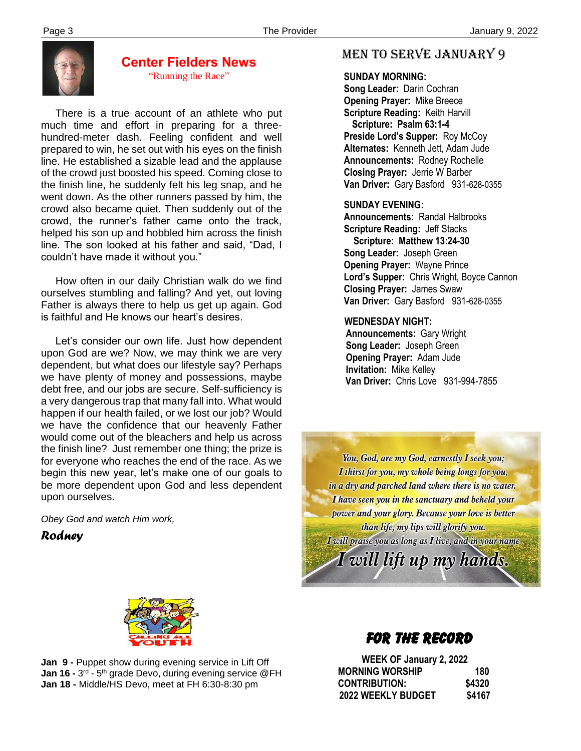## Center Fielders News

"Running the Race"

There is a true account of an athlete who put much time and effort in preparing for a three-hundred-meter dash. Feeling confident and well prepared to win, he set out with his eyes on the finish line. He established a sizable lead and the applause of the crowd just boosted his speed. Coming close to the finish line, he suddenly felt his leg snap, and he went down. As the other runners passed by him, the crowd also became quiet. Then suddenly out of the crowd, the runner's father came onto the track, helped his son up and hobbled him across the finish line. The son looked at his father and said, "Dad, I couldn't have made it without you."

How often in our daily Christian walk do we find ourselves stumbling and falling? And yet, out loving Father is always there to help us get up again. God is faithful and He knows our heart's desires.

Let's consider our own life. Just how dependent upon God are we? Now, we may think we are very dependent, but what does our lifestyle say? Perhaps we have plenty of money and possessions, maybe debt free, and our jobs are secure. Self-sufficiency is a very dangerous trap that many fall into. What would happen if our health failed, or we lost our job? Would we have the confidence that our heavenly Father would come out of the bleachers and help us across the finish line? Just remember one thing; the prize is for everyone who reaches the end of the race. As we begin this new year, let's make one of our goals to be more dependent upon God and less dependent upon ourselves.

*Obey God and watch Him work,*

***Rodney***

## MEN TO SERVE JANUARY 9

**SUNDAY MORNING:**
**Song Leader:** Darin Cochran
**Opening Prayer:** Mike Breece
**Scripture Reading:** Keith Harvill
**Scripture: Psalm 63:1-4**
**Preside Lord's Supper:** Roy McCoy
**Alternates:** Kenneth Jett, Adam Jude
**Announcements:** Rodney Rochelle
**Closing Prayer:** Jerrie W Barber
**Van Driver:** Gary Basford 931-628-0355

**SUNDAY EVENING:**
**Announcements:** Randal Halbrooks
**Scripture Reading:** Jeff Stacks
**Scripture: Matthew 13:24-30**
**Song Leader:** Joseph Green
**Opening Prayer:** Wayne Prince
**Lord's Supper:** Chris Wright, Boyce Cannon
**Closing Prayer:** James Swaw
**Van Driver:** Gary Basford 931-628-0355

**WEDNESDAY NIGHT:**
**Announcements:** Gary Wright
**Song Leader:** Joseph Green
**Opening Prayer:** Adam Jude
**Invitation:** Mike Kelley
**Van Driver:** Chris Love 931-994-7855

*You, God, are my God, earnestly I seek you; I thirst for you, my whole being longs for you, in a dry and parched land where there is no water. I have seen you in the sanctuary and beheld your power and your glory. Because your love is better than life, my lips will glorify you. I will praise you as long as I live, and in your name I will lift up my hands.*

CALLING ALL YOUTH

**Jan 9 -** Puppet show during evening service in Lift Off
**Jan 16 -** 3rd - 5th grade Devo, during evening service @FH
**Jan 18 -** Middle/HS Devo, meet at FH 6:30-8:30 pm

## FOR THE RECORD

| WEEK OF January 2, 2022 | |
|---|---|
| MORNING WORSHIP | 180 |
| CONTRIBUTION: | $4320 |
| 2022 WEEKLY BUDGET | $4167 |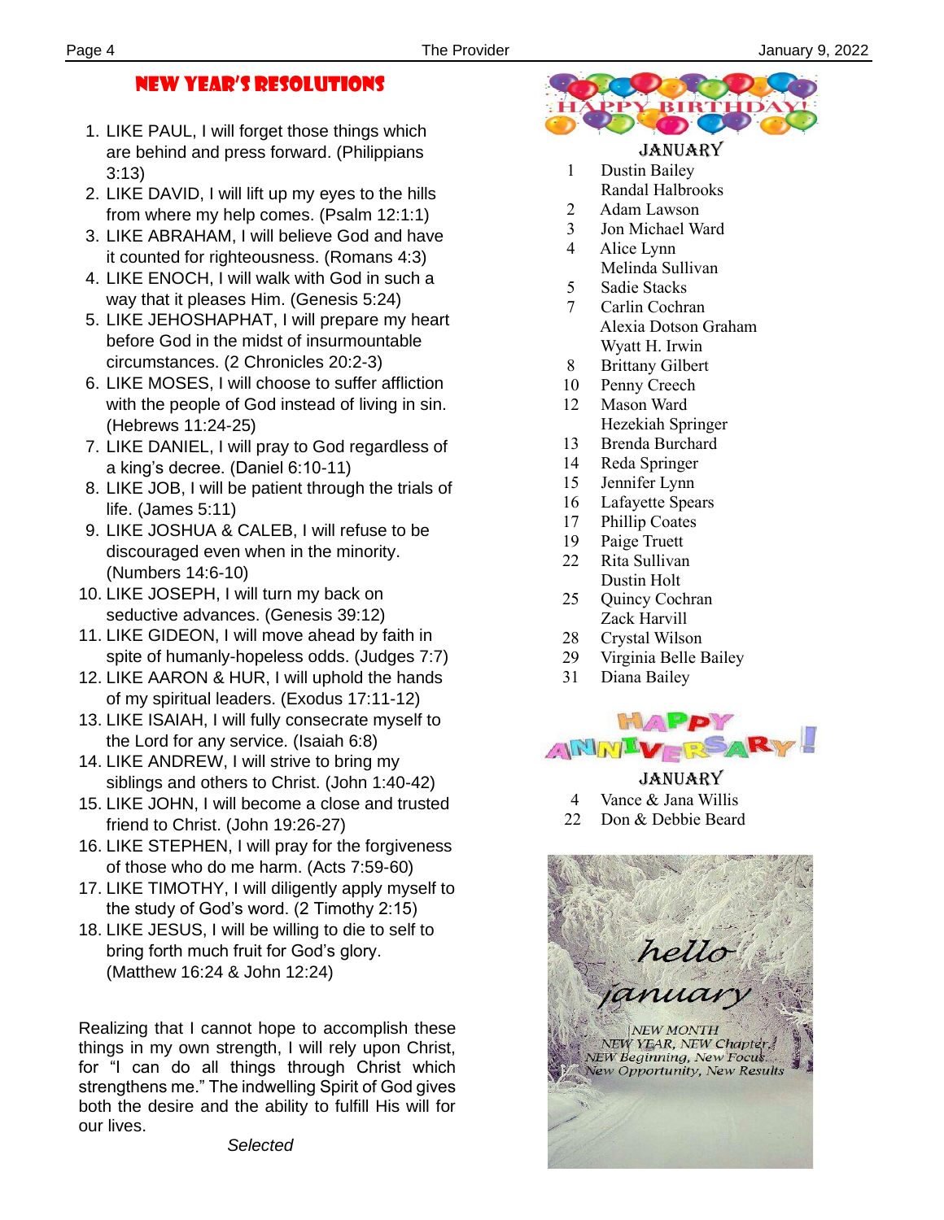## NEW YEAR'S RESOLUTIONS

1. LIKE PAUL, I will forget those things which are behind and press forward. (Philippians 3:13)
2. LIKE DAVID, I will lift up my eyes to the hills from where my help comes. (Psalm 12:1:1)
3. LIKE ABRAHAM, I will believe God and have it counted for righteousness. (Romans 4:3)
4. LIKE ENOCH, I will walk with God in such a way that it pleases Him. (Genesis 5:24)
5. LIKE JEHOSHAPHAT, I will prepare my heart before God in the midst of insurmountable circumstances. (2 Chronicles 20:2-3)
6. LIKE MOSES, I will choose to suffer affliction with the people of God instead of living in sin. (Hebrews 11:24-25)
7. LIKE DANIEL, I will pray to God regardless of a king's decree. (Daniel 6:10-11)
8. LIKE JOB, I will be patient through the trials of life. (James 5:11)
9. LIKE JOSHUA & CALEB, I will refuse to be discouraged even when in the minority. (Numbers 14:6-10)
10. LIKE JOSEPH, I will turn my back on seductive advances. (Genesis 39:12)
11. LIKE GIDEON, I will move ahead by faith in spite of humanly-hopeless odds. (Judges 7:7)
12. LIKE AARON & HUR, I will uphold the hands of my spiritual leaders. (Exodus 17:11-12)
13. LIKE ISAIAH, I will fully consecrate myself to the Lord for any service. (Isaiah 6:8)
14. LIKE ANDREW, I will strive to bring my siblings and others to Christ. (John 1:40-42)
15. LIKE JOHN, I will become a close and trusted friend to Christ. (John 19:26-27)
16. LIKE STEPHEN, I will pray for the forgiveness of those who do me harm. (Acts 7:59-60)
17. LIKE TIMOTHY, I will diligently apply myself to the study of God's word. (2 Timothy 2:15)
18. LIKE JESUS, I will be willing to die to self to bring forth much fruit for God's glory. (Matthew 16:24 & John 12:24)

Realizing that I cannot hope to accomplish these things in my own strength, I will rely upon Christ, for "I can do all things through Christ which strengthens me." The indwelling Spirit of God gives both the desire and the ability to fulfill His will for our lives.

*Selected*

## HAPPY BIRTHDAY!

### JANUARY

1 Dustin Bailey  
Randal Halbrooks  
2 Adam Lawson  
3 Jon Michael Ward  
4 Alice Lynn  
Melinda Sullivan  
5 Sadie Stacks  
7 Carlin Cochran  
Alexia Dotson Graham  
Wyatt H. Irwin  
8 Brittany Gilbert  
10 Penny Creech  
12 Mason Ward  
Hezekiah Springer  
13 Brenda Burchard  
14 Reda Springer  
15 Jennifer Lynn  
16 Lafayette Spears  
17 Phillip Coates  
19 Paige Truett  
22 Rita Sullivan  
Dustin Holt  
25 Quincy Cochran  
Zack Harvill  
28 Crystal Wilson  
29 Virginia Belle Bailey  
31 Diana Bailey

## HAPPY ANNIVERSARY!

### JANUARY

4 Vance & Jana Willis  
22 Don & Debbie Beard

*hello january*

*NEW MONTH*  
*NEW YEAR, NEW Chapter,*  
*NEW Beginning, New Focus*  
*New Opportunity, New Results*